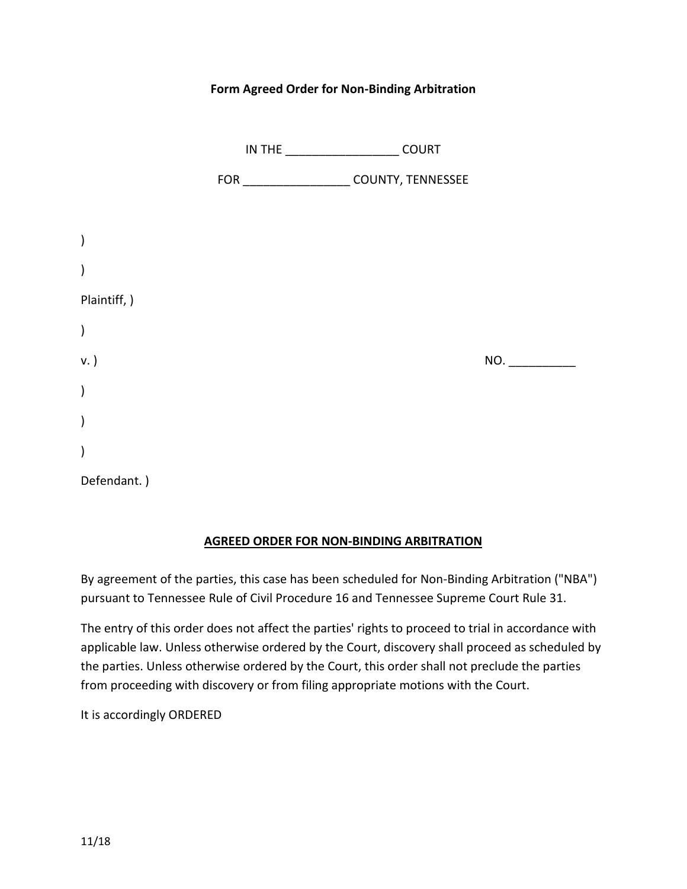**Form Agreed Order for Non-Binding Arbitration**

IN THE _________________ COURT

FOR ________________ COUNTY, TENNESSEE

)

)

Plaintiff, )

)

v. ) NO. __________

)

)

)

Defendant. )

**AGREED ORDER FOR NON-BINDING ARBITRATION**

By agreement of the parties, this case has been scheduled for Non-Binding Arbitration ("NBA") pursuant to Tennessee Rule of Civil Procedure 16 and Tennessee Supreme Court Rule 31.

The entry of this order does not affect the parties' rights to proceed to trial in accordance with applicable law. Unless otherwise ordered by the Court, discovery shall proceed as scheduled by the parties. Unless otherwise ordered by the Court, this order shall not preclude the parties from proceeding with discovery or from filing appropriate motions with the Court.

It is accordingly ORDERED

11/18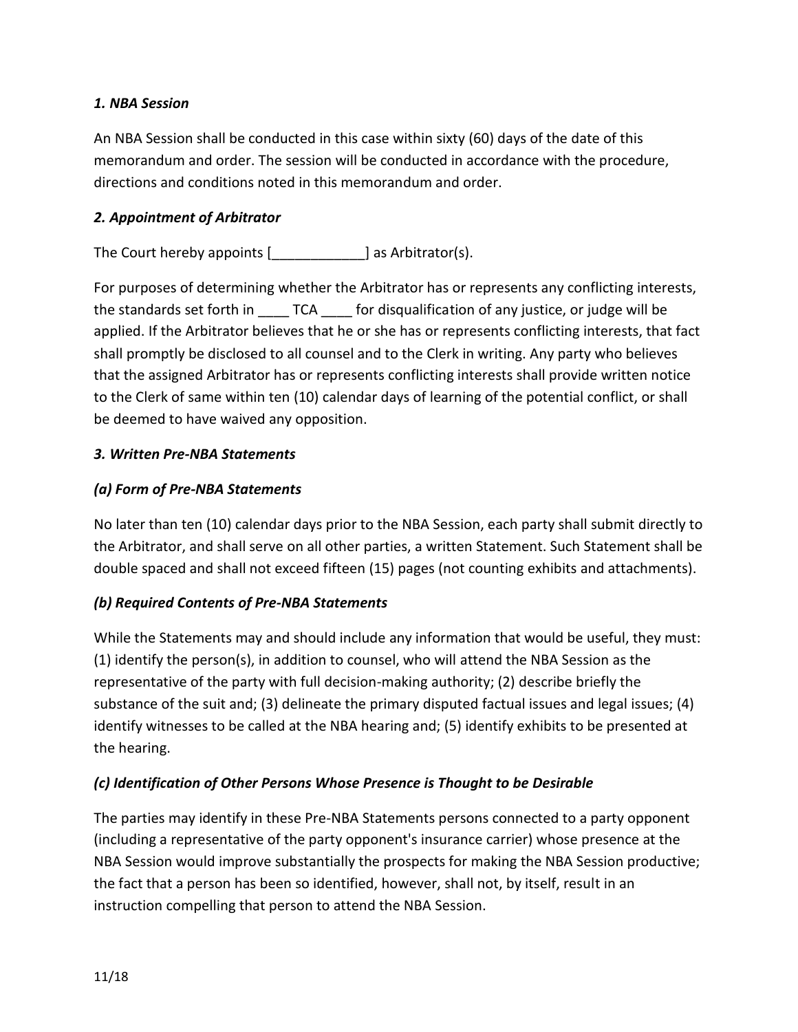*1. NBA Session*

An NBA Session shall be conducted in this case within sixty (60) days of the date of this memorandum and order. The session will be conducted in accordance with the procedure, directions and conditions noted in this memorandum and order.

*2. Appointment of Arbitrator*

The Court hereby appoints [____________] as Arbitrator(s).

For purposes of determining whether the Arbitrator has or represents any conflicting interests, the standards set forth in ____ TCA ____ for disqualification of any justice, or judge will be applied. If the Arbitrator believes that he or she has or represents conflicting interests, that fact shall promptly be disclosed to all counsel and to the Clerk in writing. Any party who believes that the assigned Arbitrator has or represents conflicting interests shall provide written notice to the Clerk of same within ten (10) calendar days of learning of the potential conflict, or shall be deemed to have waived any opposition.

*3. Written Pre-NBA Statements*

*(a) Form of Pre-NBA Statements*

No later than ten (10) calendar days prior to the NBA Session, each party shall submit directly to the Arbitrator, and shall serve on all other parties, a written Statement. Such Statement shall be double spaced and shall not exceed fifteen (15) pages (not counting exhibits and attachments).

*(b) Required Contents of Pre-NBA Statements*

While the Statements may and should include any information that would be useful, they must: (1) identify the person(s), in addition to counsel, who will attend the NBA Session as the representative of the party with full decision-making authority; (2) describe briefly the substance of the suit and; (3) delineate the primary disputed factual issues and legal issues; (4) identify witnesses to be called at the NBA hearing and; (5) identify exhibits to be presented at the hearing.

*(c) Identification of Other Persons Whose Presence is Thought to be Desirable*

The parties may identify in these Pre-NBA Statements persons connected to a party opponent (including a representative of the party opponent's insurance carrier) whose presence at the NBA Session would improve substantially the prospects for making the NBA Session productive; the fact that a person has been so identified, however, shall not, by itself, result in an instruction compelling that person to attend the NBA Session.

11/18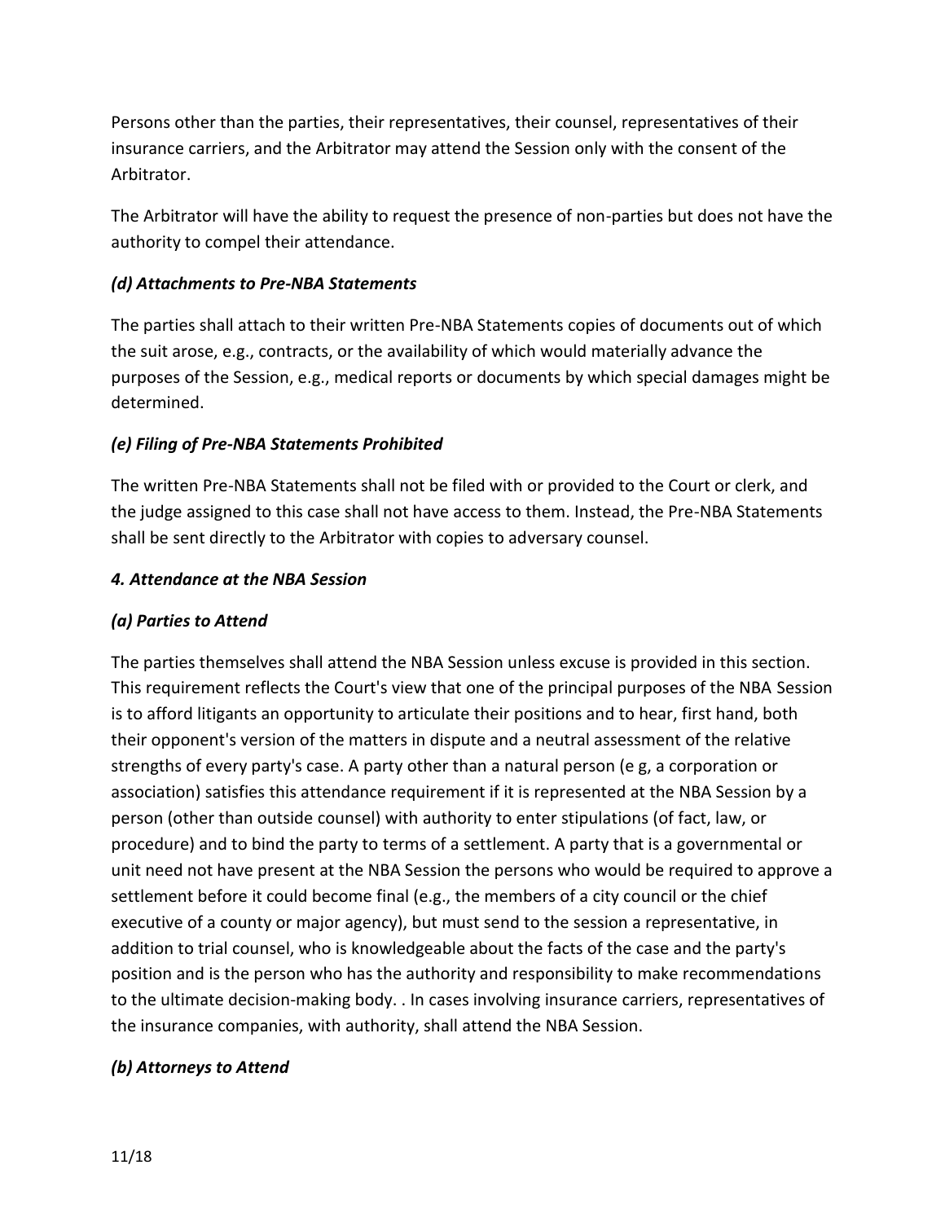Persons other than the parties, their representatives, their counsel, representatives of their insurance carriers, and the Arbitrator may attend the Session only with the consent of the Arbitrator.

The Arbitrator will have the ability to request the presence of non-parties but does not have the authority to compel their attendance.

### *(d) Attachments to Pre-NBA Statements*

The parties shall attach to their written Pre-NBA Statements copies of documents out of which the suit arose, e.g., contracts, or the availability of which would materially advance the purposes of the Session, e.g., medical reports or documents by which special damages might be determined.

### *(e) Filing of Pre-NBA Statements Prohibited*

The written Pre-NBA Statements shall not be filed with or provided to the Court or clerk, and the judge assigned to this case shall not have access to them. Instead, the Pre-NBA Statements shall be sent directly to the Arbitrator with copies to adversary counsel.

## *4. Attendance at the NBA Session*

### *(a) Parties to Attend*

The parties themselves shall attend the NBA Session unless excuse is provided in this section. This requirement reflects the Court's view that one of the principal purposes of the NBA Session is to afford litigants an opportunity to articulate their positions and to hear, first hand, both their opponent's version of the matters in dispute and a neutral assessment of the relative strengths of every party's case. A party other than a natural person (e g, a corporation or association) satisfies this attendance requirement if it is represented at the NBA Session by a person (other than outside counsel) with authority to enter stipulations (of fact, law, or procedure) and to bind the party to terms of a settlement. A party that is a governmental or unit need not have present at the NBA Session the persons who would be required to approve a settlement before it could become final (e.g., the members of a city council or the chief executive of a county or major agency), but must send to the session a representative, in addition to trial counsel, who is knowledgeable about the facts of the case and the party's position and is the person who has the authority and responsibility to make recommendations to the ultimate decision-making body. . In cases involving insurance carriers, representatives of the insurance companies, with authority, shall attend the NBA Session.

### *(b) Attorneys to Attend*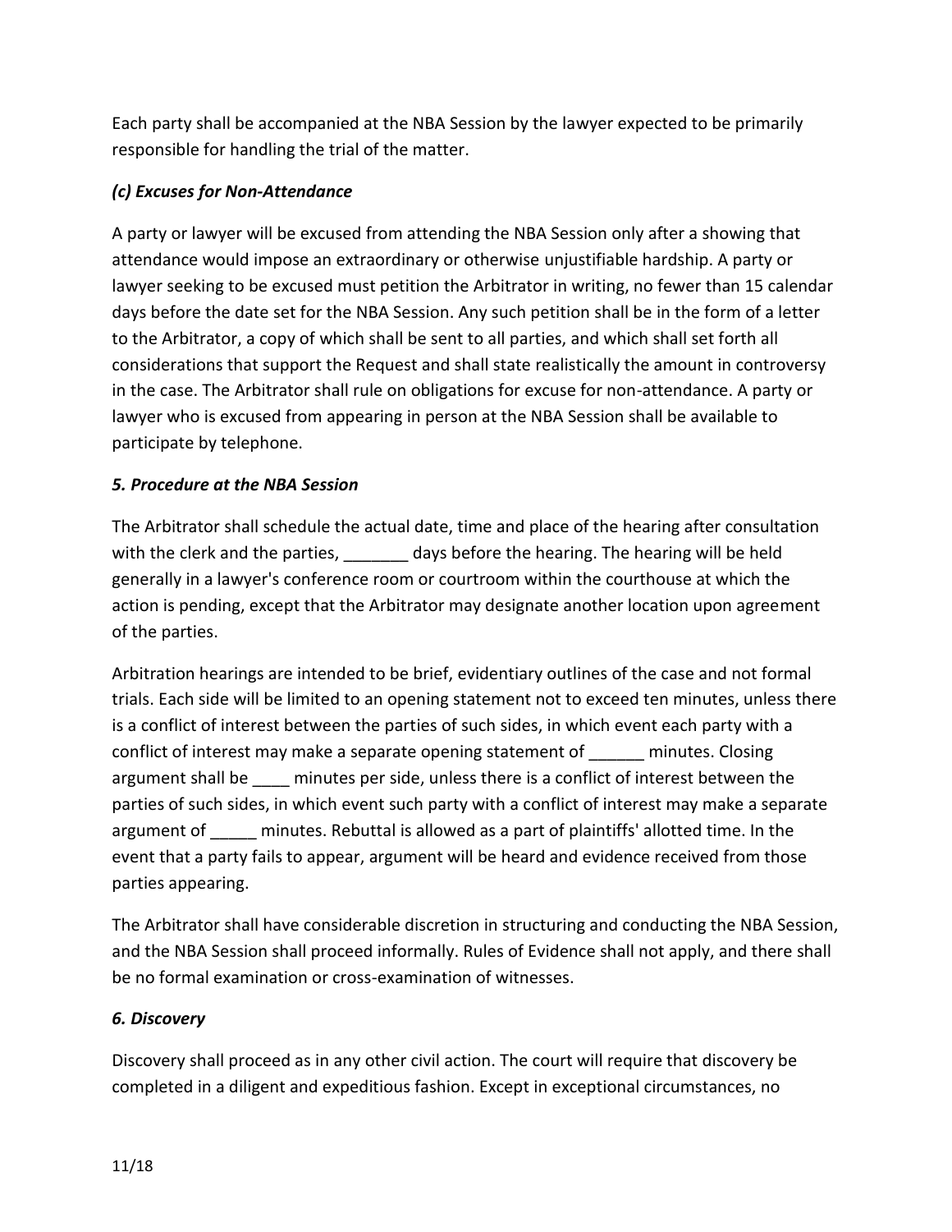Each party shall be accompanied at the NBA Session by the lawyer expected to be primarily responsible for handling the trial of the matter.

### *(c) Excuses for Non-Attendance*

A party or lawyer will be excused from attending the NBA Session only after a showing that attendance would impose an extraordinary or otherwise unjustifiable hardship. A party or lawyer seeking to be excused must petition the Arbitrator in writing, no fewer than 15 calendar days before the date set for the NBA Session. Any such petition shall be in the form of a letter to the Arbitrator, a copy of which shall be sent to all parties, and which shall set forth all considerations that support the Request and shall state realistically the amount in controversy in the case. The Arbitrator shall rule on obligations for excuse for non-attendance. A party or lawyer who is excused from appearing in person at the NBA Session shall be available to participate by telephone.

### *5. Procedure at the NBA Session*

The Arbitrator shall schedule the actual date, time and place of the hearing after consultation with the clerk and the parties, _______ days before the hearing. The hearing will be held generally in a lawyer's conference room or courtroom within the courthouse at which the action is pending, except that the Arbitrator may designate another location upon agreement of the parties.

Arbitration hearings are intended to be brief, evidentiary outlines of the case and not formal trials. Each side will be limited to an opening statement not to exceed ten minutes, unless there is a conflict of interest between the parties of such sides, in which event each party with a conflict of interest may make a separate opening statement of ______ minutes. Closing argument shall be ____ minutes per side, unless there is a conflict of interest between the parties of such sides, in which event such party with a conflict of interest may make a separate argument of _____ minutes. Rebuttal is allowed as a part of plaintiffs' allotted time. In the event that a party fails to appear, argument will be heard and evidence received from those parties appearing.

The Arbitrator shall have considerable discretion in structuring and conducting the NBA Session, and the NBA Session shall proceed informally. Rules of Evidence shall not apply, and there shall be no formal examination or cross-examination of witnesses.

### *6. Discovery*

Discovery shall proceed as in any other civil action. The court will require that discovery be completed in a diligent and expeditious fashion. Except in exceptional circumstances, no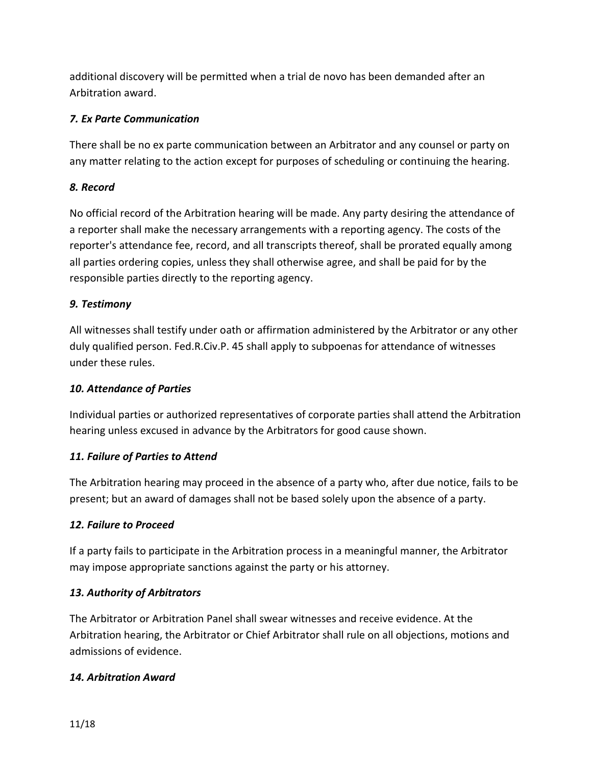additional discovery will be permitted when a trial de novo has been demanded after an Arbitration award.

### *7. Ex Parte Communication*

There shall be no ex parte communication between an Arbitrator and any counsel or party on any matter relating to the action except for purposes of scheduling or continuing the hearing.

### *8. Record*

No official record of the Arbitration hearing will be made. Any party desiring the attendance of a reporter shall make the necessary arrangements with a reporting agency. The costs of the reporter's attendance fee, record, and all transcripts thereof, shall be prorated equally among all parties ordering copies, unless they shall otherwise agree, and shall be paid for by the responsible parties directly to the reporting agency.

### *9. Testimony*

All witnesses shall testify under oath or affirmation administered by the Arbitrator or any other duly qualified person. Fed.R.Civ.P. 45 shall apply to subpoenas for attendance of witnesses under these rules.

### *10. Attendance of Parties*

Individual parties or authorized representatives of corporate parties shall attend the Arbitration hearing unless excused in advance by the Arbitrators for good cause shown.

### *11. Failure of Parties to Attend*

The Arbitration hearing may proceed in the absence of a party who, after due notice, fails to be present; but an award of damages shall not be based solely upon the absence of a party.

### *12. Failure to Proceed*

If a party fails to participate in the Arbitration process in a meaningful manner, the Arbitrator may impose appropriate sanctions against the party or his attorney.

### *13. Authority of Arbitrators*

The Arbitrator or Arbitration Panel shall swear witnesses and receive evidence. At the Arbitration hearing, the Arbitrator or Chief Arbitrator shall rule on all objections, motions and admissions of evidence.

### *14. Arbitration Award*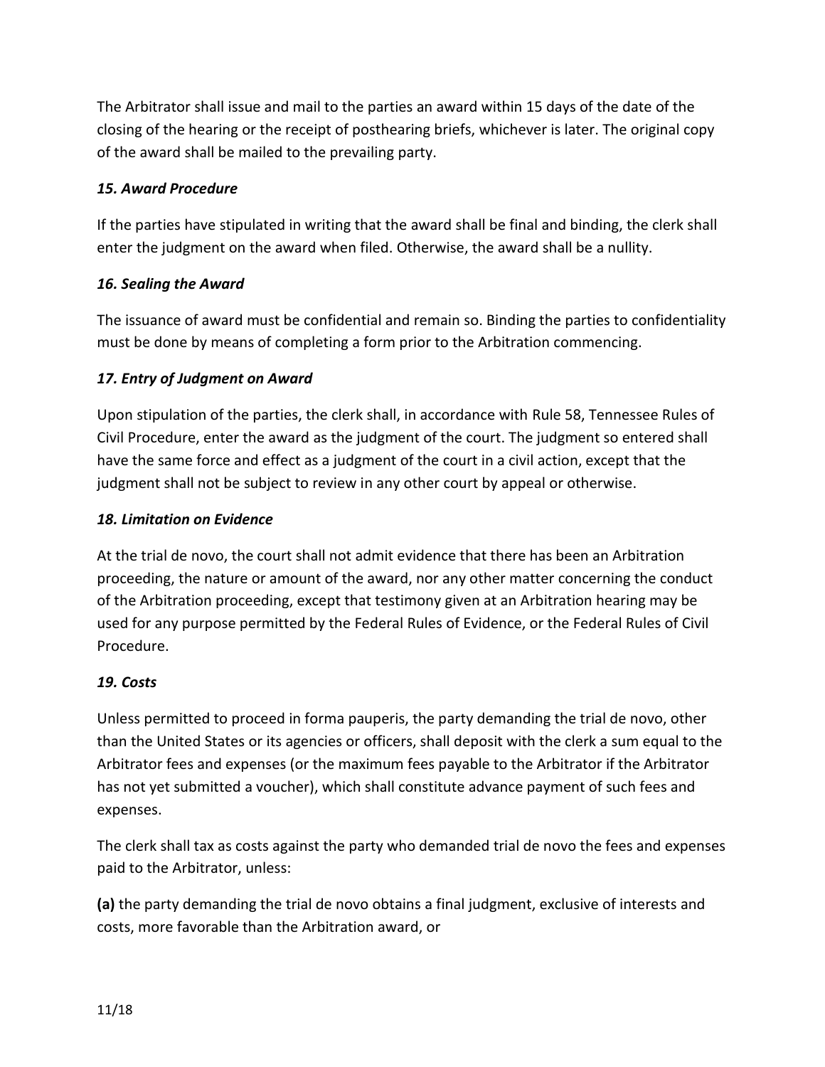The Arbitrator shall issue and mail to the parties an award within 15 days of the date of the closing of the hearing or the receipt of posthearing briefs, whichever is later. The original copy of the award shall be mailed to the prevailing party.

### *15. Award Procedure*

If the parties have stipulated in writing that the award shall be final and binding, the clerk shall enter the judgment on the award when filed. Otherwise, the award shall be a nullity.

### *16. Sealing the Award*

The issuance of award must be confidential and remain so. Binding the parties to confidentiality must be done by means of completing a form prior to the Arbitration commencing.

### *17. Entry of Judgment on Award*

Upon stipulation of the parties, the clerk shall, in accordance with Rule 58, Tennessee Rules of Civil Procedure, enter the award as the judgment of the court. The judgment so entered shall have the same force and effect as a judgment of the court in a civil action, except that the judgment shall not be subject to review in any other court by appeal or otherwise.

### *18. Limitation on Evidence*

At the trial de novo, the court shall not admit evidence that there has been an Arbitration proceeding, the nature or amount of the award, nor any other matter concerning the conduct of the Arbitration proceeding, except that testimony given at an Arbitration hearing may be used for any purpose permitted by the Federal Rules of Evidence, or the Federal Rules of Civil Procedure.

### *19. Costs*

Unless permitted to proceed in forma pauperis, the party demanding the trial de novo, other than the United States or its agencies or officers, shall deposit with the clerk a sum equal to the Arbitrator fees and expenses (or the maximum fees payable to the Arbitrator if the Arbitrator has not yet submitted a voucher), which shall constitute advance payment of such fees and expenses.

The clerk shall tax as costs against the party who demanded trial de novo the fees and expenses paid to the Arbitrator, unless:

**(a)** the party demanding the trial de novo obtains a final judgment, exclusive of interests and costs, more favorable than the Arbitration award, or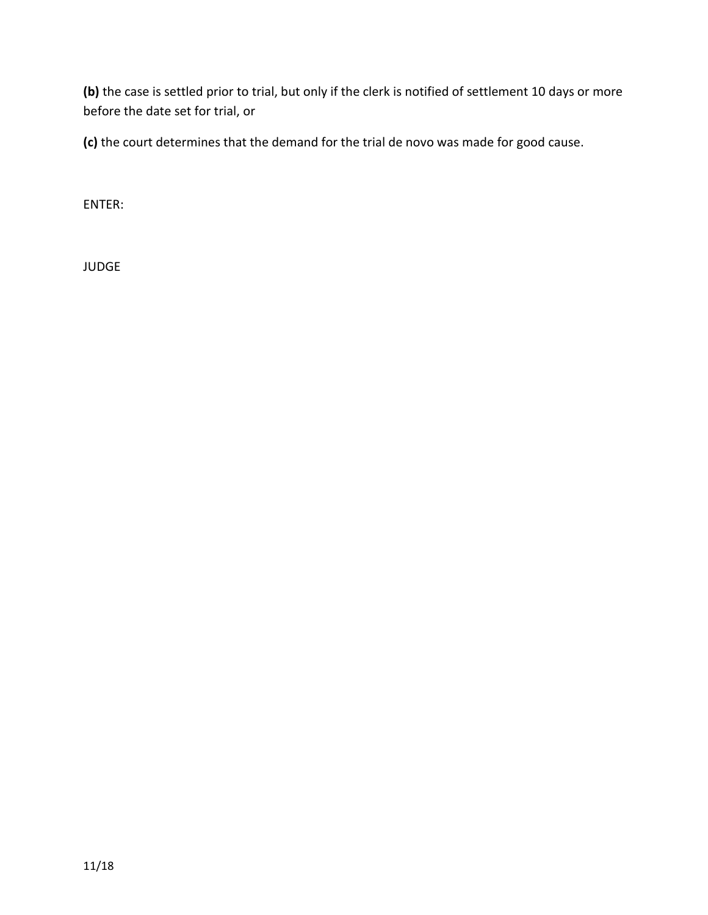**(b)** the case is settled prior to trial, but only if the clerk is notified of settlement 10 days or more before the date set for trial, or

**(c)** the court determines that the demand for the trial de novo was made for good cause.

ENTER:

JUDGE

11/18